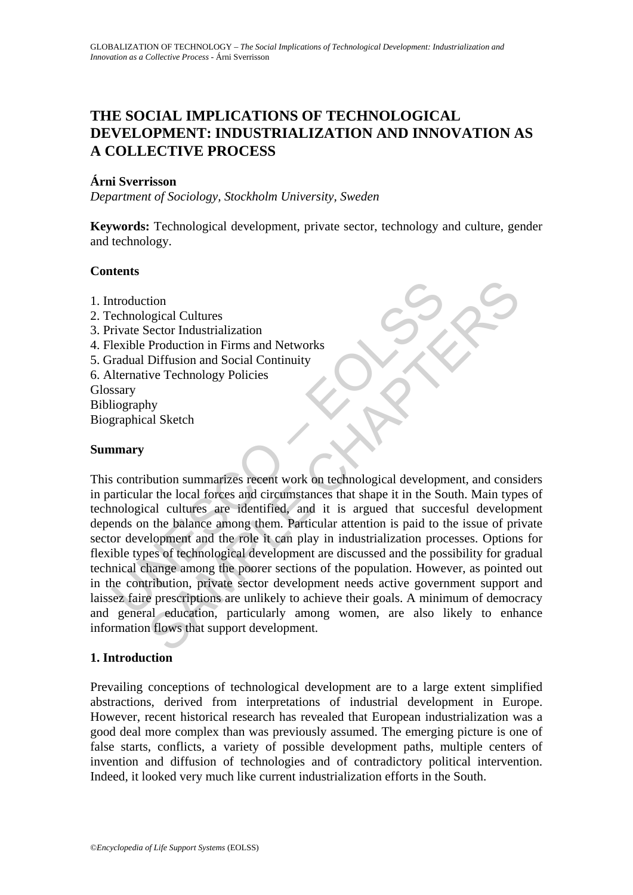# THE SOCIAL IMPLICATIONS OF TECHNOLOGICAL DEVELOPMENT: INDUSTRIALIZATION AND INNOVATION AS A COLLECTIVE PROCESS

**Árni Sverrisson**

*Department of Sociology, Stockholm University, Sweden*

**Keywords:** Technological development, private sector, technology and culture, gender and technology.

## Contents

1. Introduction
2. Technological Cultures
3. Private Sector Industrialization
4. Flexible Production in Firms and Networks
5. Gradual Diffusion and Social Continuity
6. Alternative Technology Policies

Glossary
Bibliography
Biographical Sketch

## Summary

This contribution summarizes recent work on technological development, and considers in particular the local forces and circumstances that shape it in the South. Main types of technological cultures are identified, and it is argued that succesful development depends on the balance among them. Particular attention is paid to the issue of private sector development and the role it can play in industrialization processes. Options for flexible types of technological development are discussed and the possibility for gradual technical change among the poorer sections of the population. However, as pointed out in the contribution, private sector development needs active government support and laissez faire prescriptions are unlikely to achieve their goals. A minimum of democracy and general education, particularly among women, are also likely to enhance information flows that support development.

## 1. Introduction

Prevailing conceptions of technological development are to a large extent simplified abstractions, derived from interpretations of industrial development in Europe. However, recent historical research has revealed that European industrialization was a good deal more complex than was previously assumed. The emerging picture is one of false starts, conflicts, a variety of possible development paths, multiple centers of invention and diffusion of technologies and of contradictory political intervention. Indeed, it looked very much like current industrialization efforts in the South.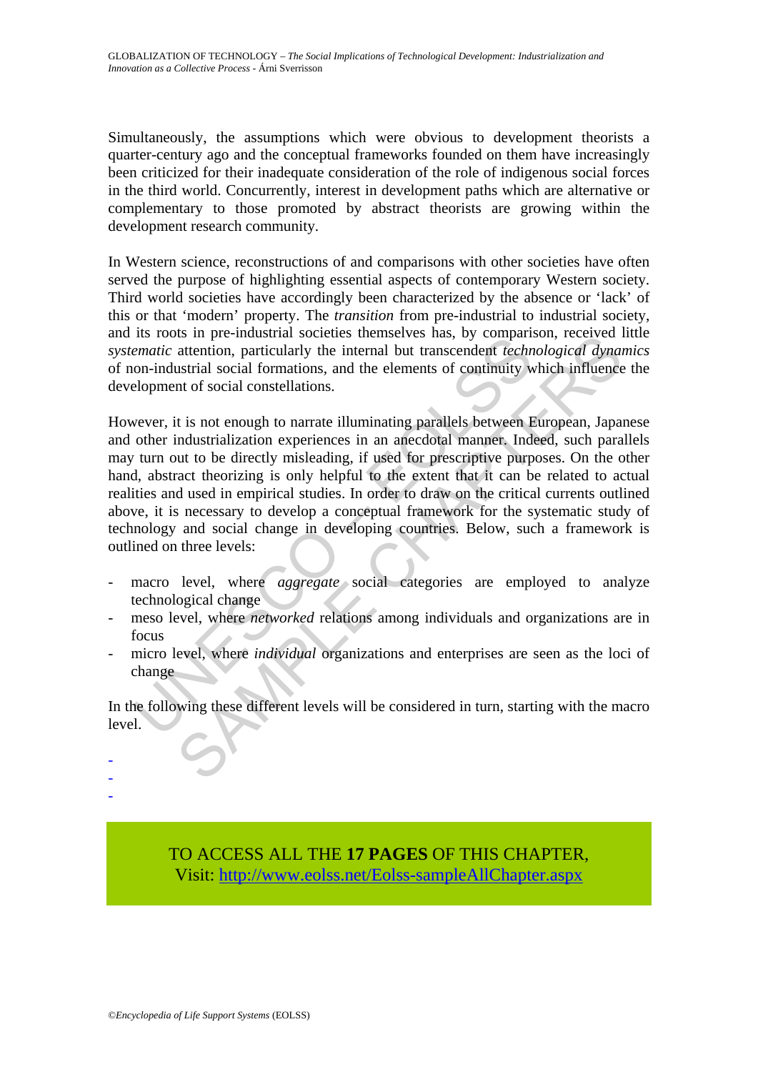Simultaneously, the assumptions which were obvious to development theorists a quarter-century ago and the conceptual frameworks founded on them have increasingly been criticized for their inadequate consideration of the role of indigenous social forces in the third world. Concurrently, interest in development paths which are alternative or complementary to those promoted by abstract theorists are growing within the development research community.

In Western science, reconstructions of and comparisons with other societies have often served the purpose of highlighting essential aspects of contemporary Western society. Third world societies have accordingly been characterized by the absence or 'lack' of this or that 'modern' property. The *transition* from pre-industrial to industrial society, and its roots in pre-industrial societies themselves has, by comparison, received little *systematic* attention, particularly the internal but transcendent *technological dynamics* of non-industrial social formations, and the elements of continuity which influence the development of social constellations.

However, it is not enough to narrate illuminating parallels between European, Japanese and other industrialization experiences in an anecdotal manner. Indeed, such parallels may turn out to be directly misleading, if used for prescriptive purposes. On the other hand, abstract theorizing is only helpful to the extent that it can be related to actual realities and used in empirical studies. In order to draw on the critical currents outlined above, it is necessary to develop a conceptual framework for the systematic study of technology and social change in developing countries. Below, such a framework is outlined on three levels:

- macro level, where *aggregate* social categories are employed to analyze technological change
- meso level, where *networked* relations among individuals and organizations are in focus
- micro level, where *individual* organizations and enterprises are seen as the loci of change

In the following these different levels will be considered in turn, starting with the macro level.

TO ACCESS ALL THE **17 PAGES** OF THIS CHAPTER,
Visit: http://www.eolss.net/Eolss-sampleAllChapter.aspx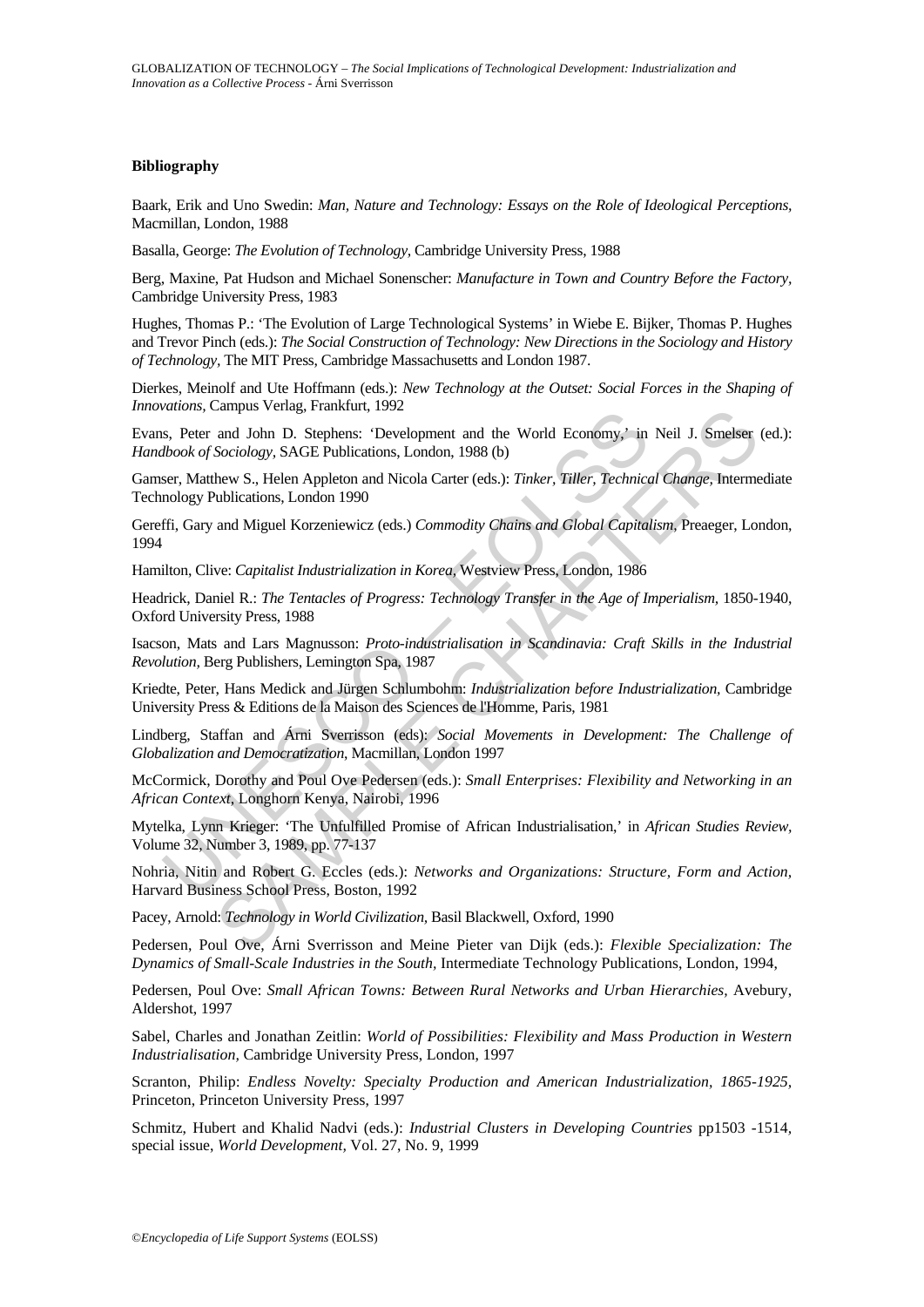**Bibliography**

Baark, Erik and Uno Swedin: *Man, Nature and Technology: Essays on the Role of Ideological Perceptions,* Macmillan, London, 1988

Basalla, George: *The Evolution of Technology,* Cambridge University Press, 1988

Berg, Maxine, Pat Hudson and Michael Sonenscher: *Manufacture in Town and Country Before the Factory,* Cambridge University Press, 1983

Hughes, Thomas P.: 'The Evolution of Large Technological Systems' in Wiebe E. Bijker, Thomas P. Hughes and Trevor Pinch (eds.): *The Social Construction of Technology: New Directions in the Sociology and History of Technology,* The MIT Press, Cambridge Massachusetts and London 1987.

Dierkes, Meinolf and Ute Hoffmann (eds.): *New Technology at the Outset: Social Forces in the Shaping of Innovations,* Campus Verlag, Frankfurt, 1992

Evans, Peter and John D. Stephens: 'Development and the World Economy,' in Neil J. Smelser (ed.): *Handbook of Sociology,* SAGE Publications, London, 1988 (b)

Gamser, Matthew S., Helen Appleton and Nicola Carter (eds.): *Tinker, Tiller, Technical Change,* Intermediate Technology Publications, London 1990

Gereffi, Gary and Miguel Korzeniewicz (eds.) *Commodity Chains and Global Capitalism,* Preaeger, London, 1994

Hamilton, Clive: *Capitalist Industrialization in Korea,* Westview Press, London, 1986

Headrick, Daniel R.: *The Tentacles of Progress: Technology Transfer in the Age of Imperialism,* 1850-1940, Oxford University Press, 1988

Isacson, Mats and Lars Magnusson: *Proto-industrialisation in Scandinavia: Craft Skills in the Industrial Revolution,* Berg Publishers, Lemington Spa, 1987

Kriedte, Peter, Hans Medick and Jürgen Schlumbohm: *Industrialization before Industrialization,* Cambridge University Press & Editions de la Maison des Sciences de l'Homme, Paris, 1981

Lindberg, Staffan and Árni Sverrisson (eds): *Social Movements in Development: The Challenge of Globalization and Democratization*, Macmillan, London 1997

McCormick, Dorothy and Poul Ove Pedersen (eds.): *Small Enterprises: Flexibility and Networking in an African Context,* Longhorn Kenya, Nairobi, 1996

Mytelka, Lynn Krieger: 'The Unfulfilled Promise of African Industrialisation,' in *African Studies Review,* Volume 32, Number 3, 1989, pp. 77-137

Nohria, Nitin and Robert G. Eccles (eds.): *Networks and Organizations: Structure, Form and Action,* Harvard Business School Press, Boston, 1992

Pacey, Arnold: *Technology in World Civilization,* Basil Blackwell, Oxford, 1990

Pedersen, Poul Ove, Árni Sverrisson and Meine Pieter van Dijk (eds.): *Flexible Specialization: The Dynamics of Small-Scale Industries in the South,* Intermediate Technology Publications, London, 1994,

Pedersen, Poul Ove: *Small African Towns: Between Rural Networks and Urban Hierarchies,* Avebury, Aldershot, 1997

Sabel, Charles and Jonathan Zeitlin: *World of Possibilities: Flexibility and Mass Production in Western Industrialisation,* Cambridge University Press, London, 1997

Scranton, Philip: *Endless Novelty: Specialty Production and American Industrialization, 1865-1925,* Princeton, Princeton University Press, 1997

Schmitz, Hubert and Khalid Nadvi (eds.): *Industrial Clusters in Developing Countries* pp1503 -1514, special issue, *World Development,* Vol. 27, No. 9, 1999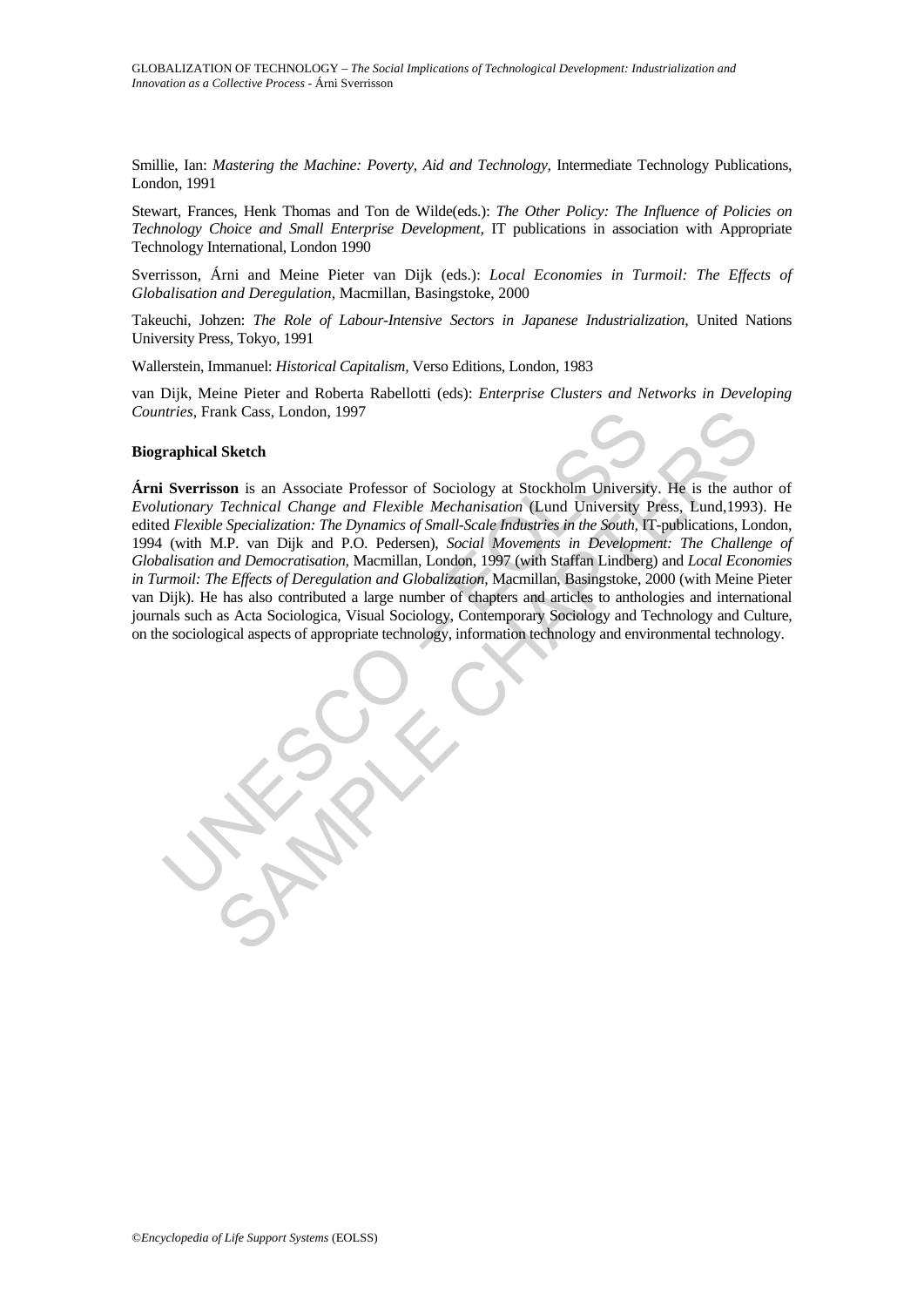Smillie, Ian: *Mastering the Machine: Poverty, Aid and Technology*, Intermediate Technology Publications, London, 1991

Stewart, Frances, Henk Thomas and Ton de Wilde(eds.): *The Other Policy: The Influence of Policies on Technology Choice and Small Enterprise Development*, IT publications in association with Appropriate Technology International, London 1990

Sverrisson, Árni and Meine Pieter van Dijk (eds.): *Local Economies in Turmoil: The Effects of Globalisation and Deregulation*, Macmillan, Basingstoke, 2000

Takeuchi, Johzen: *The Role of Labour-Intensive Sectors in Japanese Industrialization*, United Nations University Press, Tokyo, 1991

Wallerstein, Immanuel: *Historical Capitalism*, Verso Editions, London, 1983

van Dijk, Meine Pieter and Roberta Rabellotti (eds): *Enterprise Clusters and Networks in Developing Countries*, Frank Cass, London, 1997

**Biographical Sketch**

**Árni Sverrisson** is an Associate Professor of Sociology at Stockholm University. He is the author of *Evolutionary Technical Change and Flexible Mechanisation* (Lund University Press, Lund,1993). He edited *Flexible Specialization: The Dynamics of Small-Scale Industries in the South*, IT-publications, London, 1994 (with M.P. van Dijk and P.O. Pedersen), *Social Movements in Development: The Challenge of Globalisation and Democratisation*, Macmillan, London, 1997 (with Staffan Lindberg) and *Local Economies in Turmoil: The Effects of Deregulation and Globalization*, Macmillan, Basingstoke, 2000 (with Meine Pieter van Dijk). He has also contributed a large number of chapters and articles to anthologies and international journals such as Acta Sociologica, Visual Sociology, Contemporary Sociology and Technology and Culture, on the sociological aspects of appropriate technology, information technology and environmental technology.